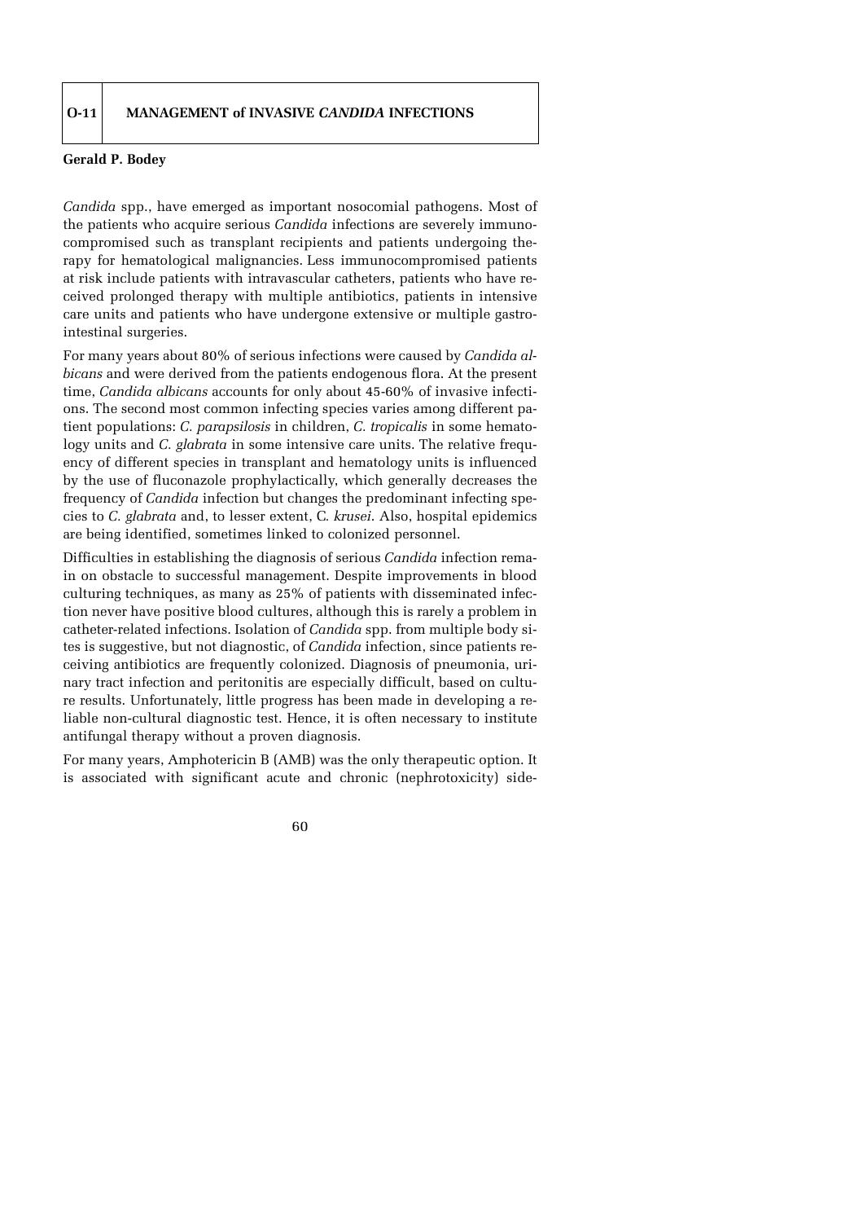# O-11 MANAGEMENT of INVASIVE *CANDIDA* INFECTIONS

**Gerald P. Bodey**

*Candida* spp., have emerged as important nosocomial pathogens. Most of the patients who acquire serious *Candida* infections are severely immunocompromised such as transplant recipients and patients undergoing therapy for hematological malignancies. Less immunocompromised patients at risk include patients with intravascular catheters, patients who have received prolonged therapy with multiple antibiotics, patients in intensive care units and patients who have undergone extensive or multiple gastrointestinal surgeries.

For many years about 80% of serious infections were caused by *Candida albicans* and were derived from the patients endogenous flora. At the present time, *Candida albicans* accounts for only about 45-60% of invasive infections. The second most common infecting species varies among different patient populations: *C. parapsilosis* in children, *C. tropicalis* in some hematology units and *C. glabrata* in some intensive care units. The relative frequency of different species in transplant and hematology units is influenced by the use of fluconazole prophylactically, which generally decreases the frequency of *Candida* infection but changes the predominant infecting species to *C. glabrata* and, to lesser extent, C. *krusei*. Also, hospital epidemics are being identified, sometimes linked to colonized personnel.

Difficulties in establishing the diagnosis of serious *Candida* infection remain on obstacle to successful management. Despite improvements in blood culturing techniques, as many as 25% of patients with disseminated infection never have positive blood cultures, although this is rarely a problem in catheter-related infections. Isolation of *Candida* spp. from multiple body sites is suggestive, but not diagnostic, of *Candida* infection, since patients receiving antibiotics are frequently colonized. Diagnosis of pneumonia, urinary tract infection and peritonitis are especially difficult, based on culture results. Unfortunately, little progress has been made in developing a reliable non-cultural diagnostic test. Hence, it is often necessary to institute antifungal therapy without a proven diagnosis.

For many years, Amphotericin B (AMB) was the only therapeutic option. It is associated with significant acute and chronic (nephrotoxicity) side-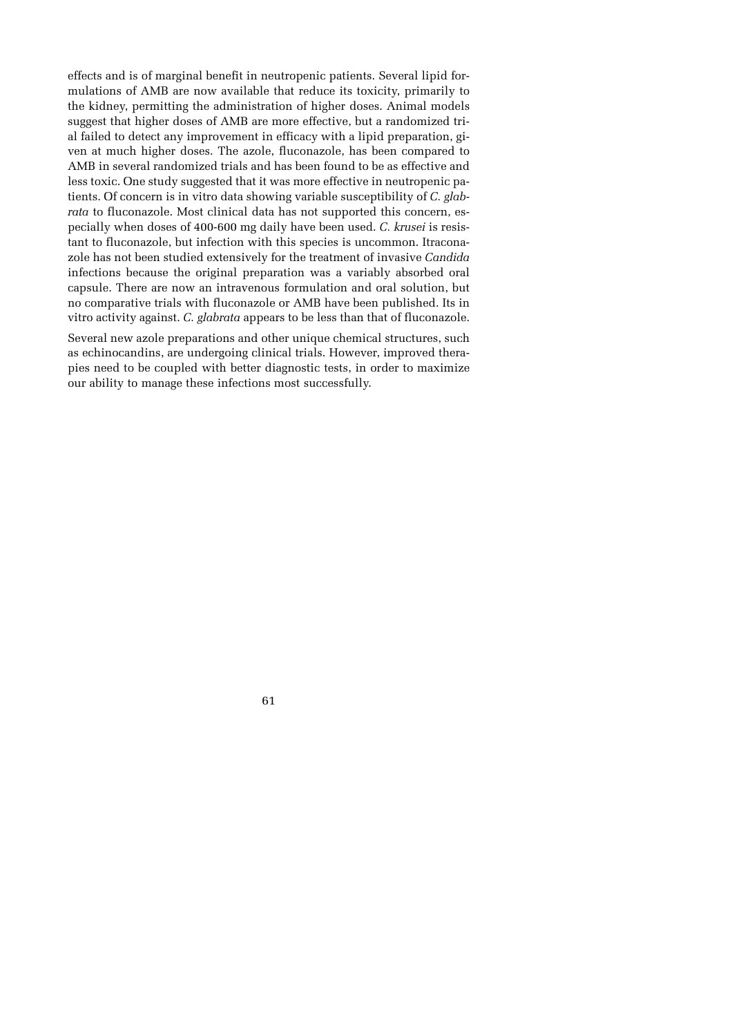effects and is of marginal benefit in neutropenic patients. Several lipid formulations of AMB are now available that reduce its toxicity, primarily to the kidney, permitting the administration of higher doses. Animal models suggest that higher doses of AMB are more effective, but a randomized trial failed to detect any improvement in efficacy with a lipid preparation, given at much higher doses. The azole, fluconazole, has been compared to AMB in several randomized trials and has been found to be as effective and less toxic. One study suggested that it was more effective in neutropenic patients. Of concern is in vitro data showing variable susceptibility of *C. glabrata* to fluconazole. Most clinical data has not supported this concern, especially when doses of 400-600 mg daily have been used. *C. krusei* is resistant to fluconazole, but infection with this species is uncommon. Itraconazole has not been studied extensively for the treatment of invasive *Candida* infections because the original preparation was a variably absorbed oral capsule. There are now an intravenous formulation and oral solution, but no comparative trials with fluconazole or AMB have been published. Its in vitro activity against. *C. glabrata* appears to be less than that of fluconazole.

Several new azole preparations and other unique chemical structures, such as echinocandins, are undergoing clinical trials. However, improved therapies need to be coupled with better diagnostic tests, in order to maximize our ability to manage these infections most successfully.